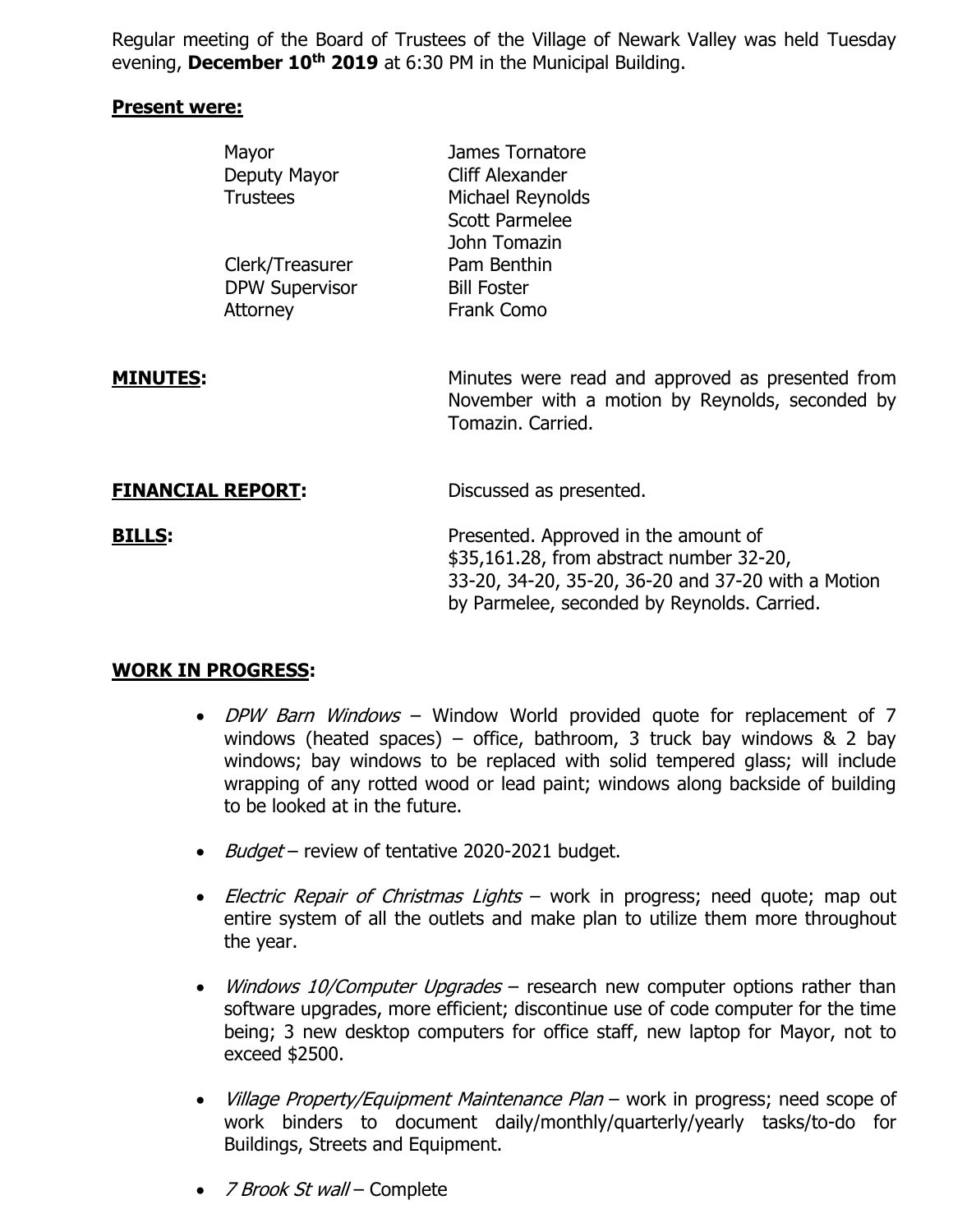Regular meeting of the Board of Trustees of the Village of Newark Valley was held Tuesday evening, **December 10th 2019** at 6:30 PM in the Municipal Building.

**Present were:**

| | |
|---|---|
| Mayor | James Tornatore |
| Deputy Mayor | Cliff Alexander |
| Trustees | Michael Reynolds |
| | Scott Parmelee |
| | John Tomazin |
| Clerk/Treasurer | Pam Benthin |
| DPW Supervisor | Bill Foster |
| Attorney | Frank Como |

**MINUTES:** Minutes were read and approved as presented from November with a motion by Reynolds, seconded by Tomazin. Carried.

**FINANCIAL REPORT:** Discussed as presented.

**BILLS:** Presented. Approved in the amount of $35,161.28, from abstract number 32-20, 33-20, 34-20, 35-20, 36-20 and 37-20 with a Motion by Parmelee, seconded by Reynolds. Carried.

**WORK IN PROGRESS:**

- *DPW Barn Windows* – Window World provided quote for replacement of 7 windows (heated spaces) – office, bathroom, 3 truck bay windows & 2 bay windows; bay windows to be replaced with solid tempered glass; will include wrapping of any rotted wood or lead paint; windows along backside of building to be looked at in the future.

- *Budget* – review of tentative 2020-2021 budget.

- *Electric Repair of Christmas Lights* – work in progress; need quote; map out entire system of all the outlets and make plan to utilize them more throughout the year.

- *Windows 10/Computer Upgrades* – research new computer options rather than software upgrades, more efficient; discontinue use of code computer for the time being; 3 new desktop computers for office staff, new laptop for Mayor, not to exceed $2500.

- *Village Property/Equipment Maintenance Plan* – work in progress; need scope of work binders to document daily/monthly/quarterly/yearly tasks/to-do for Buildings, Streets and Equipment.

- *7 Brook St wall* – Complete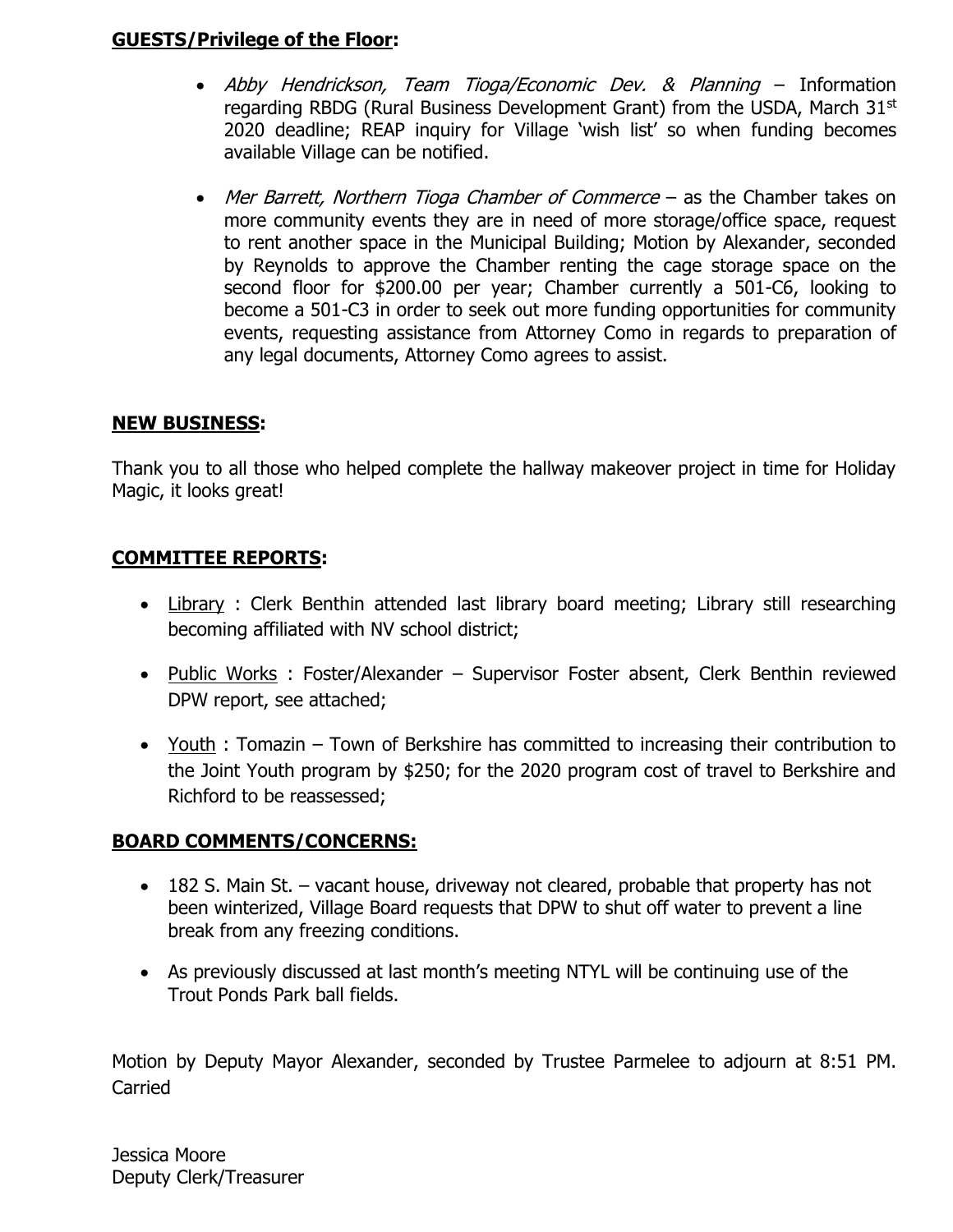**GUESTS/Privilege of the Floor:**

- *Abby Hendrickson, Team Tioga/Economic Dev. & Planning* – Information regarding RBDG (Rural Business Development Grant) from the USDA, March 31st 2020 deadline; REAP inquiry for Village 'wish list' so when funding becomes available Village can be notified.

- *Mer Barrett, Northern Tioga Chamber of Commerce* – as the Chamber takes on more community events they are in need of more storage/office space, request to rent another space in the Municipal Building; Motion by Alexander, seconded by Reynolds to approve the Chamber renting the cage storage space on the second floor for $200.00 per year; Chamber currently a 501-C6, looking to become a 501-C3 in order to seek out more funding opportunities for community events, requesting assistance from Attorney Como in regards to preparation of any legal documents, Attorney Como agrees to assist.

**NEW BUSINESS:**

Thank you to all those who helped complete the hallway makeover project in time for Holiday Magic, it looks great!

**COMMITTEE REPORTS:**

- Library : Clerk Benthin attended last library board meeting; Library still researching becoming affiliated with NV school district;

- Public Works : Foster/Alexander – Supervisor Foster absent, Clerk Benthin reviewed DPW report, see attached;

- Youth : Tomazin – Town of Berkshire has committed to increasing their contribution to the Joint Youth program by $250; for the 2020 program cost of travel to Berkshire and Richford to be reassessed;

**BOARD COMMENTS/CONCERNS:**

- 182 S. Main St. – vacant house, driveway not cleared, probable that property has not been winterized, Village Board requests that DPW to shut off water to prevent a line break from any freezing conditions.

- As previously discussed at last month's meeting NTYL will be continuing use of the Trout Ponds Park ball fields.

Motion by Deputy Mayor Alexander, seconded by Trustee Parmelee to adjourn at 8:51 PM. Carried

Jessica Moore
Deputy Clerk/Treasurer